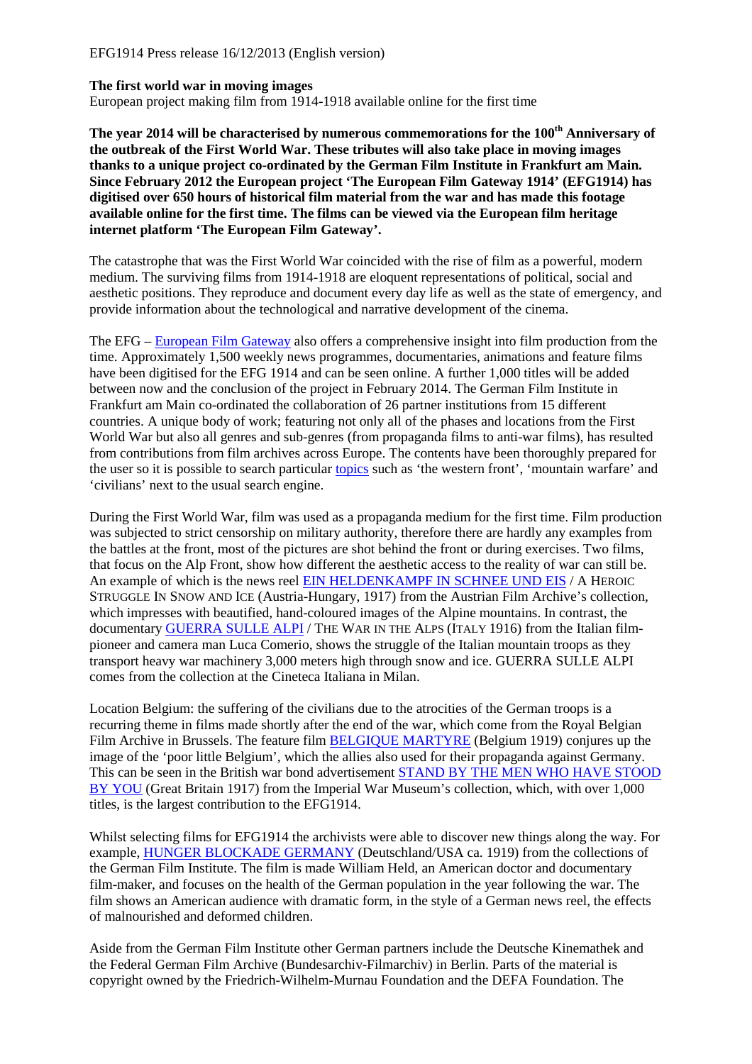EFG1914 Press release 16/12/2013 (English version)

**The first world war in moving images**

European project making film from 1914-1918 available online for the first time

**The year 2014 will be characterised by numerous commemorations for the 100th Anniversary of the outbreak of the First World War. These tributes will also take place in moving images thanks to a unique project co-ordinated by the German Film Institute in Frankfurt am Main. Since February 2012 the European project 'The European Film Gateway 1914' (EFG1914) has digitised over 650 hours of historical film material from the war and has made this footage available online for the first time. The films can be viewed via the European film heritage internet platform 'The European Film Gateway'.**

The catastrophe that was the First World War coincided with the rise of film as a powerful, modern medium. The surviving films from 1914-1918 are eloquent representations of political, social and aesthetic positions. They reproduce and document every day life as well as the state of emergency, and provide information about the technological and narrative development of the cinema.

The EFG – European Film Gateway also offers a comprehensive insight into film production from the time. Approximately 1,500 weekly news programmes, documentaries, animations and feature films have been digitised for the EFG 1914 and can be seen online. A further 1,000 titles will be added between now and the conclusion of the project in February 2014. The German Film Institute in Frankfurt am Main co-ordinated the collaboration of 26 partner institutions from 15 different countries. A unique body of work; featuring not only all of the phases and locations from the First World War but also all genres and sub-genres (from propaganda films to anti-war films), has resulted from contributions from film archives across Europe. The contents have been thoroughly prepared for the user so it is possible to search particular topics such as 'the western front', 'mountain warfare' and 'civilians' next to the usual search engine.

During the First World War, film was used as a propaganda medium for the first time. Film production was subjected to strict censorship on military authority, therefore there are hardly any examples from the battles at the front, most of the pictures are shot behind the front or during exercises. Two films, that focus on the Alp Front, show how different the aesthetic access to the reality of war can still be. An example of which is the news reel EIN HELDENKAMPF IN SCHNEE UND EIS / A HEROIC STRUGGLE IN SNOW AND ICE (Austria-Hungary, 1917) from the Austrian Film Archive's collection, which impresses with beautified, hand-coloured images of the Alpine mountains. In contrast, the documentary GUERRA SULLE ALPI / THE WAR IN THE ALPS (ITALY 1916) from the Italian film-pioneer and camera man Luca Comerio, shows the struggle of the Italian mountain troops as they transport heavy war machinery 3,000 meters high through snow and ice. GUERRA SULLE ALPI comes from the collection at the Cineteca Italiana in Milan.

Location Belgium: the suffering of the civilians due to the atrocities of the German troops is a recurring theme in films made shortly after the end of the war, which come from the Royal Belgian Film Archive in Brussels. The feature film BELGIQUE MARTYRE (Belgium 1919) conjures up the image of the 'poor little Belgium', which the allies also used for their propaganda against Germany. This can be seen in the British war bond advertisement STAND BY THE MEN WHO HAVE STOOD BY YOU (Great Britain 1917) from the Imperial War Museum's collection, which, with over 1,000 titles, is the largest contribution to the EFG1914.

Whilst selecting films for EFG1914 the archivists were able to discover new things along the way. For example, HUNGER BLOCKADE GERMANY (Deutschland/USA ca. 1919) from the collections of the German Film Institute. The film is made William Held, an American doctor and documentary film-maker, and focuses on the health of the German population in the year following the war. The film shows an American audience with dramatic form, in the style of a German news reel, the effects of malnourished and deformed children.

Aside from the German Film Institute other German partners include the Deutsche Kinemathek and the Federal German Film Archive (Bundesarchiv-Filmarchiv) in Berlin. Parts of the material is copyright owned by the Friedrich-Wilhelm-Murnau Foundation and the DEFA Foundation. The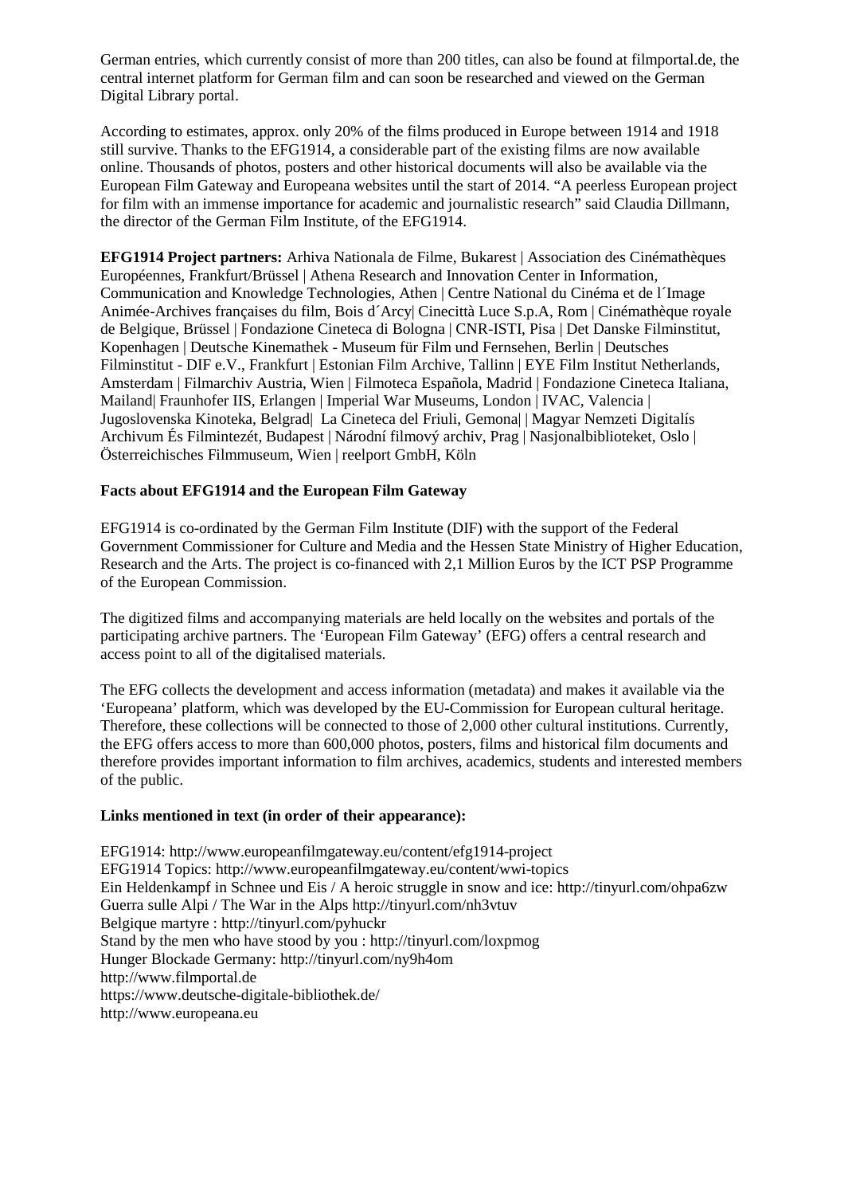German entries, which currently consist of more than 200 titles, can also be found at filmportal.de, the central internet platform for German film and can soon be researched and viewed on the German Digital Library portal.

According to estimates, approx. only 20% of the films produced in Europe between 1914 and 1918 still survive. Thanks to the EFG1914, a considerable part of the existing films are now available online. Thousands of photos, posters and other historical documents will also be available via the European Film Gateway and Europeana websites until the start of 2014. "A peerless European project for film with an immense importance for academic and journalistic research" said Claudia Dillmann, the director of the German Film Institute, of the EFG1914.

**EFG1914 Project partners:** Arhiva Nationala de Filme, Bukarest | Association des Cinémathèques Européennes, Frankfurt/Brüssel | Athena Research and Innovation Center in Information, Communication and Knowledge Technologies, Athen | Centre National du Cinéma et de l´Image Animée-Archives françaises du film, Bois d´Arcy| Cinecittà Luce S.p.A, Rom | Cinémathèque royale de Belgique, Brüssel | Fondazione Cineteca di Bologna | CNR-ISTI, Pisa | Det Danske Filminstitut, Kopenhagen | Deutsche Kinemathek - Museum für Film und Fernsehen, Berlin | Deutsches Filminstitut - DIF e.V., Frankfurt | Estonian Film Archive, Tallinn | EYE Film Institut Netherlands, Amsterdam | Filmarchiv Austria, Wien | Filmoteca Española, Madrid | Fondazione Cineteca Italiana, Mailand| Fraunhofer IIS, Erlangen | Imperial War Museums, London | IVAC, Valencia | Jugoslovenska Kinoteka, Belgrad| La Cineteca del Friuli, Gemona| | Magyar Nemzeti Digitalís Archivum És Filmintezét, Budapest | Národní filmový archiv, Prag | Nasjonalbiblioteket, Oslo | Österreichisches Filmmuseum, Wien | reelport GmbH, Köln

**Facts about EFG1914 and the European Film Gateway**

EFG1914 is co-ordinated by the German Film Institute (DIF) with the support of the Federal Government Commissioner for Culture and Media and the Hessen State Ministry of Higher Education, Research and the Arts. The project is co-financed with 2,1 Million Euros by the ICT PSP Programme of the European Commission.

The digitized films and accompanying materials are held locally on the websites and portals of the participating archive partners. The 'European Film Gateway' (EFG) offers a central research and access point to all of the digitalised materials.

The EFG collects the development and access information (metadata) and makes it available via the 'Europeana' platform, which was developed by the EU-Commission for European cultural heritage. Therefore, these collections will be connected to those of 2,000 other cultural institutions. Currently, the EFG offers access to more than 600,000 photos, posters, films and historical film documents and therefore provides important information to film archives, academics, students and interested members of the public.

**Links mentioned in text (in order of their appearance):**

EFG1914: http://www.europeanfilmgateway.eu/content/efg1914-project
EFG1914 Topics: http://www.europeanfilmgateway.eu/content/wwi-topics
Ein Heldenkampf in Schnee und Eis / A heroic struggle in snow and ice: http://tinyurl.com/ohpa6zw
Guerra sulle Alpi / The War in the Alps http://tinyurl.com/nh3vtuv
Belgique martyre : http://tinyurl.com/pyhuckr
Stand by the men who have stood by you : http://tinyurl.com/loxpmog
Hunger Blockade Germany: http://tinyurl.com/ny9h4om
http://www.filmportal.de
https://www.deutsche-digitale-bibliothek.de/
http://www.europeana.eu